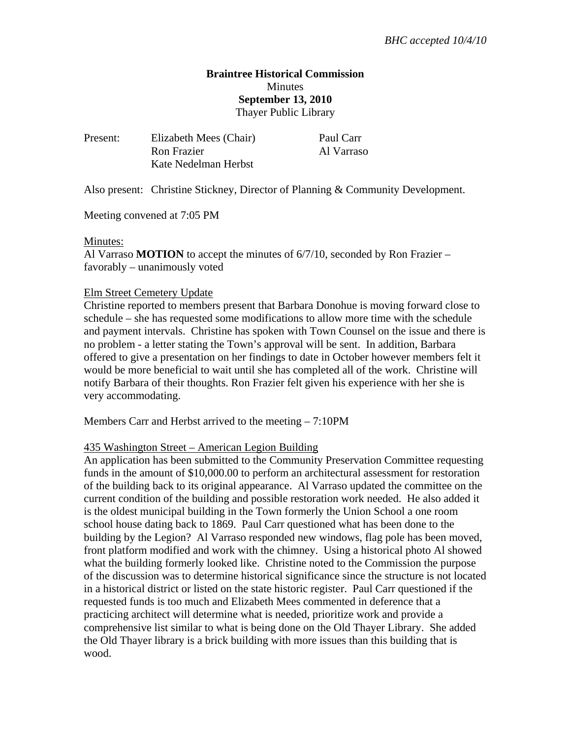*BHC accepted 10/4/10*

**Braintree Historical Commission**
Minutes
**September 13, 2010**
Thayer Public Library

Present: Elizabeth Mees (Chair), Ron Frazier, Kate Nedelman Herbst, Paul Carr, Al Varraso

Also present: Christine Stickney, Director of Planning & Community Development.

Meeting convened at 7:05 PM

Minutes:
Al Varraso **MOTION** to accept the minutes of 6/7/10, seconded by Ron Frazier – favorably – unanimously voted

Elm Street Cemetery Update
Christine reported to members present that Barbara Donohue is moving forward close to schedule – she has requested some modifications to allow more time with the schedule and payment intervals. Christine has spoken with Town Counsel on the issue and there is no problem - a letter stating the Town's approval will be sent. In addition, Barbara offered to give a presentation on her findings to date in October however members felt it would be more beneficial to wait until she has completed all of the work. Christine will notify Barbara of their thoughts. Ron Frazier felt given his experience with her she is very accommodating.

Members Carr and Herbst arrived to the meeting – 7:10PM

435 Washington Street – American Legion Building
An application has been submitted to the Community Preservation Committee requesting funds in the amount of $10,000.00 to perform an architectural assessment for restoration of the building back to its original appearance. Al Varraso updated the committee on the current condition of the building and possible restoration work needed. He also added it is the oldest municipal building in the Town formerly the Union School a one room school house dating back to 1869. Paul Carr questioned what has been done to the building by the Legion? Al Varraso responded new windows, flag pole has been moved, front platform modified and work with the chimney. Using a historical photo Al showed what the building formerly looked like. Christine noted to the Commission the purpose of the discussion was to determine historical significance since the structure is not located in a historical district or listed on the state historic register. Paul Carr questioned if the requested funds is too much and Elizabeth Mees commented in deference that a practicing architect will determine what is needed, prioritize work and provide a comprehensive list similar to what is being done on the Old Thayer Library. She added the Old Thayer library is a brick building with more issues than this building that is wood.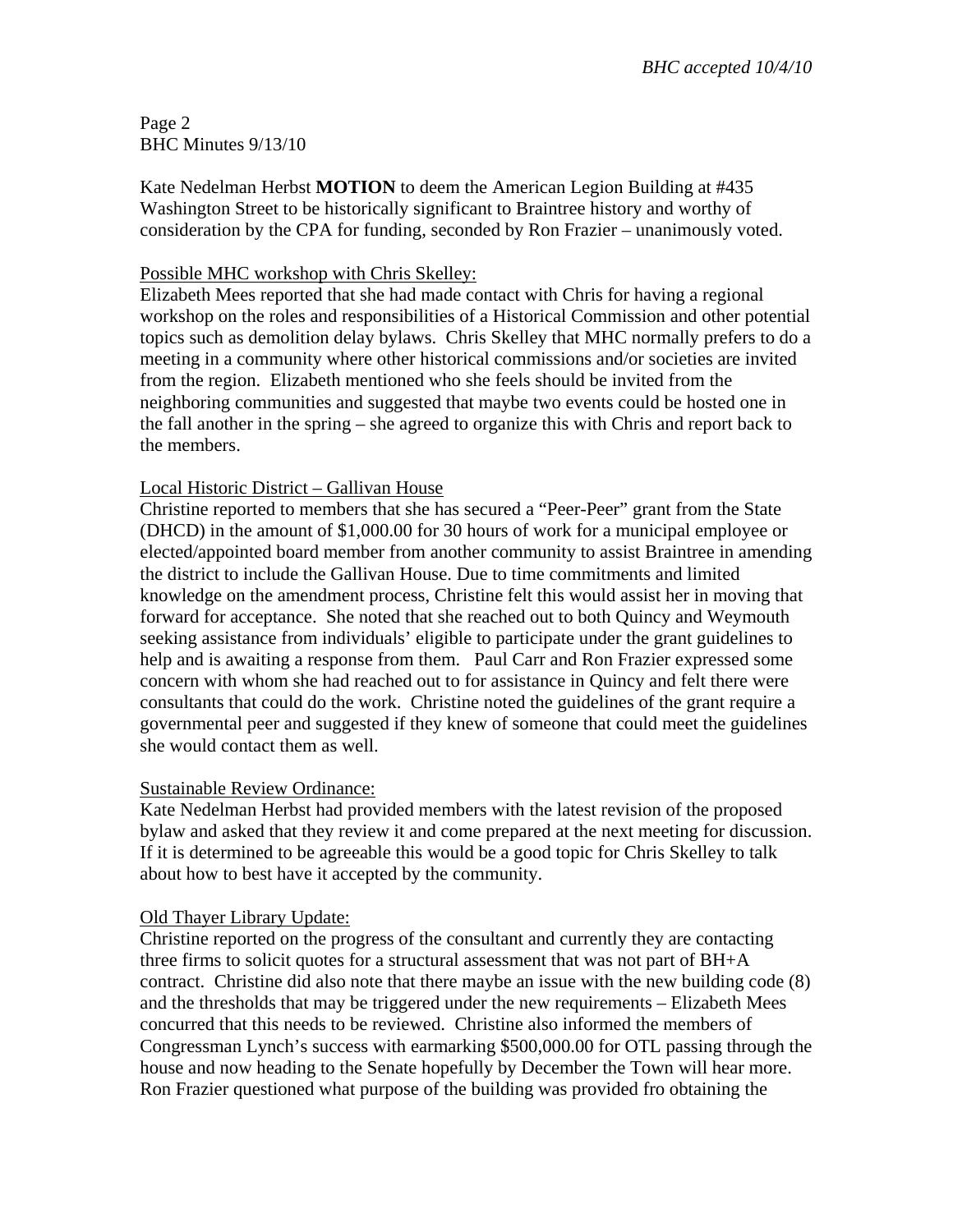Kate Nedelman Herbst **MOTION** to deem the American Legion Building at #435 Washington Street to be historically significant to Braintree history and worthy of consideration by the CPA for funding, seconded by Ron Frazier – unanimously voted.

Possible MHC workshop with Chris Skelley:

Elizabeth Mees reported that she had made contact with Chris for having a regional workshop on the roles and responsibilities of a Historical Commission and other potential topics such as demolition delay bylaws. Chris Skelley that MHC normally prefers to do a meeting in a community where other historical commissions and/or societies are invited from the region. Elizabeth mentioned who she feels should be invited from the neighboring communities and suggested that maybe two events could be hosted one in the fall another in the spring – she agreed to organize this with Chris and report back to the members.

Local Historic District – Gallivan House

Christine reported to members that she has secured a "Peer-Peer" grant from the State (DHCD) in the amount of $1,000.00 for 30 hours of work for a municipal employee or elected/appointed board member from another community to assist Braintree in amending the district to include the Gallivan House. Due to time commitments and limited knowledge on the amendment process, Christine felt this would assist her in moving that forward for acceptance. She noted that she reached out to both Quincy and Weymouth seeking assistance from individuals' eligible to participate under the grant guidelines to help and is awaiting a response from them. Paul Carr and Ron Frazier expressed some concern with whom she had reached out to for assistance in Quincy and felt there were consultants that could do the work. Christine noted the guidelines of the grant require a governmental peer and suggested if they knew of someone that could meet the guidelines she would contact them as well.

Sustainable Review Ordinance:

Kate Nedelman Herbst had provided members with the latest revision of the proposed bylaw and asked that they review it and come prepared at the next meeting for discussion. If it is determined to be agreeable this would be a good topic for Chris Skelley to talk about how to best have it accepted by the community.

Old Thayer Library Update:

Christine reported on the progress of the consultant and currently they are contacting three firms to solicit quotes for a structural assessment that was not part of BH+A contract. Christine did also note that there maybe an issue with the new building code (8) and the thresholds that may be triggered under the new requirements – Elizabeth Mees concurred that this needs to be reviewed. Christine also informed the members of Congressman Lynch's success with earmarking $500,000.00 for OTL passing through the house and now heading to the Senate hopefully by December the Town will hear more. Ron Frazier questioned what purpose of the building was provided fro obtaining the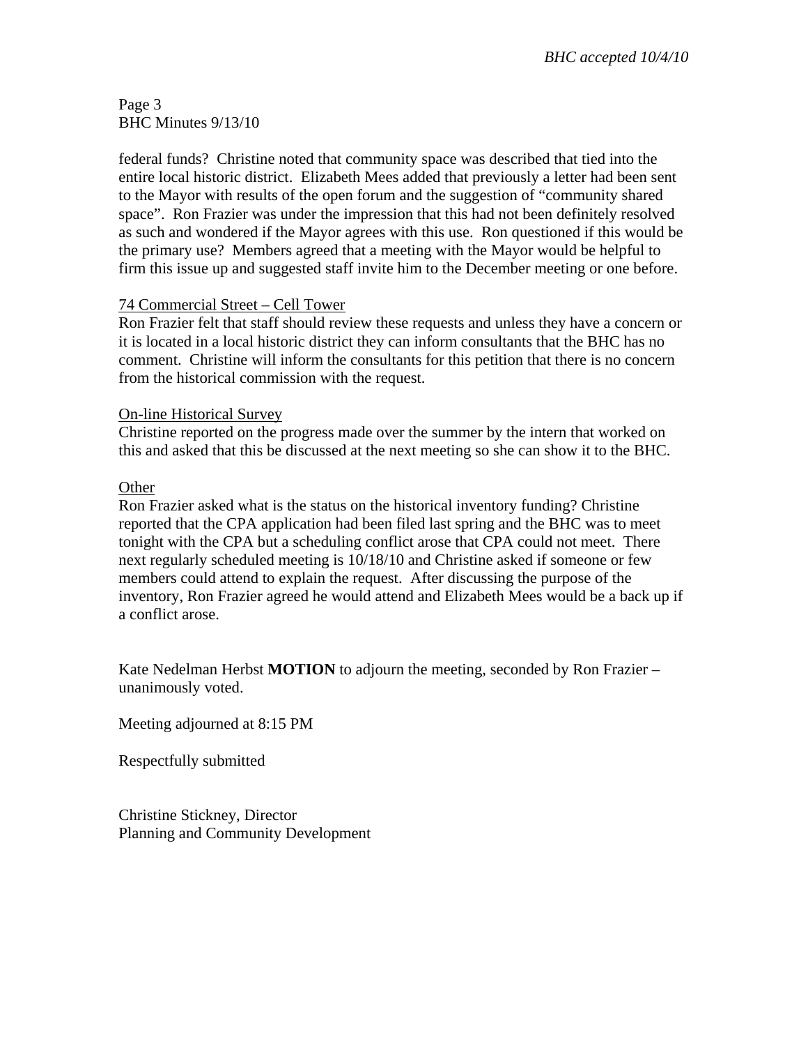federal funds? Christine noted that community space was described that tied into the entire local historic district. Elizabeth Mees added that previously a letter had been sent to the Mayor with results of the open forum and the suggestion of "community shared space". Ron Frazier was under the impression that this had not been definitely resolved as such and wondered if the Mayor agrees with this use. Ron questioned if this would be the primary use? Members agreed that a meeting with the Mayor would be helpful to firm this issue up and suggested staff invite him to the December meeting or one before.

<u>74 Commercial Street – Cell Tower</u>

Ron Frazier felt that staff should review these requests and unless they have a concern or it is located in a local historic district they can inform consultants that the BHC has no comment. Christine will inform the consultants for this petition that there is no concern from the historical commission with the request.

<u>On-line Historical Survey</u>

Christine reported on the progress made over the summer by the intern that worked on this and asked that this be discussed at the next meeting so she can show it to the BHC.

<u>Other</u>

Ron Frazier asked what is the status on the historical inventory funding? Christine reported that the CPA application had been filed last spring and the BHC was to meet tonight with the CPA but a scheduling conflict arose that CPA could not meet. There next regularly scheduled meeting is 10/18/10 and Christine asked if someone or few members could attend to explain the request. After discussing the purpose of the inventory, Ron Frazier agreed he would attend and Elizabeth Mees would be a back up if a conflict arose.

Kate Nedelman Herbst **MOTION** to adjourn the meeting, seconded by Ron Frazier – unanimously voted.

Meeting adjourned at 8:15 PM

Respectfully submitted

Christine Stickney, Director
Planning and Community Development